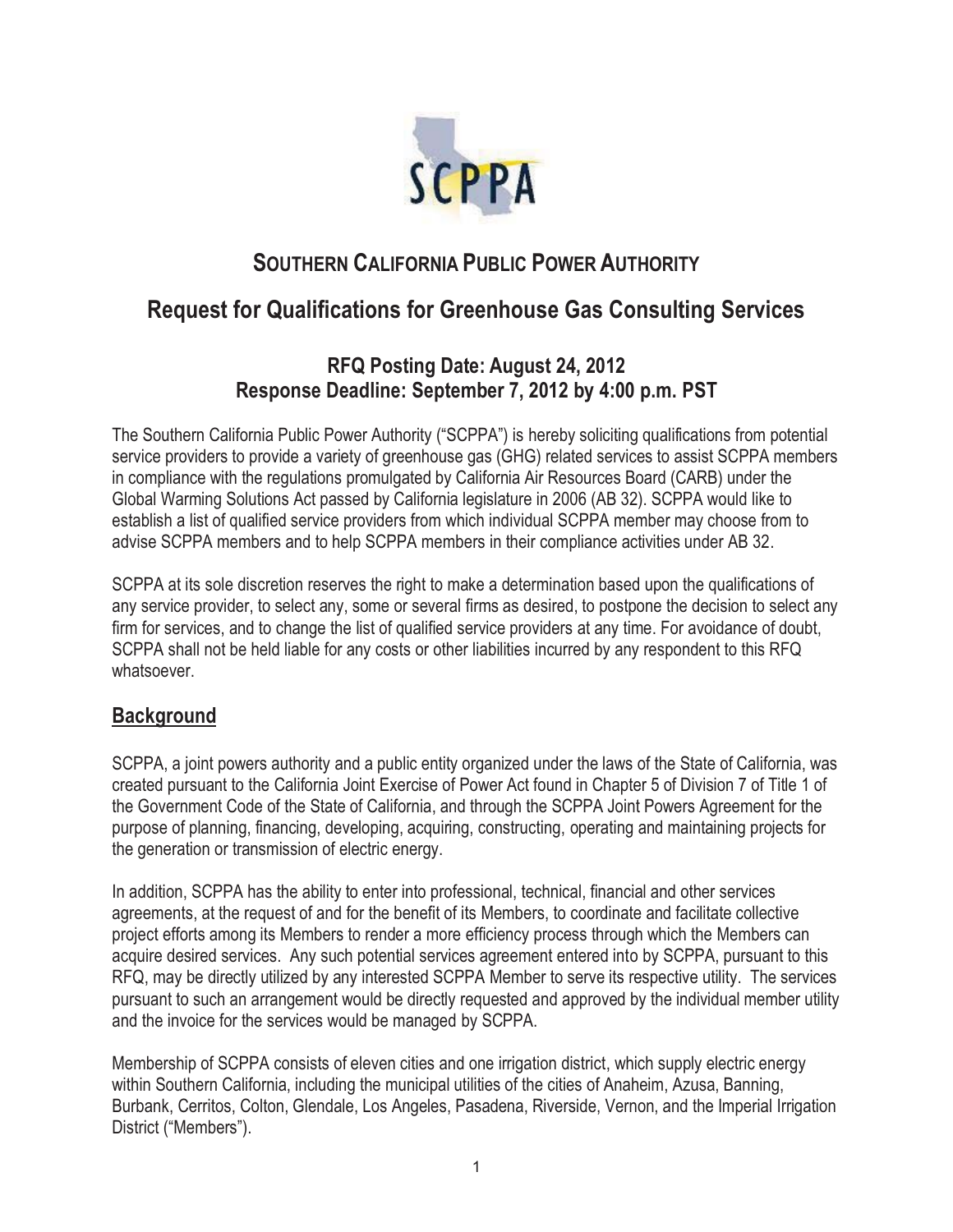SCPPA

# SOUTHERN CALIFORNIA PUBLIC POWER AUTHORITY

## Request for Qualifications for Greenhouse Gas Consulting Services

### RFQ Posting Date: August 24, 2012
### Response Deadline: September 7, 2012 by 4:00 p.m. PST

The Southern California Public Power Authority ("SCPPA") is hereby soliciting qualifications from potential service providers to provide a variety of greenhouse gas (GHG) related services to assist SCPPA members in compliance with the regulations promulgated by California Air Resources Board (CARB) under the Global Warming Solutions Act passed by California legislature in 2006 (AB 32). SCPPA would like to establish a list of qualified service providers from which individual SCPPA member may choose from to advise SCPPA members and to help SCPPA members in their compliance activities under AB 32.

SCPPA at its sole discretion reserves the right to make a determination based upon the qualifications of any service provider, to select any, some or several firms as desired, to postpone the decision to select any firm for services, and to change the list of qualified service providers at any time. For avoidance of doubt, SCPPA shall not be held liable for any costs or other liabilities incurred by any respondent to this RFQ whatsoever.

## Background

SCPPA, a joint powers authority and a public entity organized under the laws of the State of California, was created pursuant to the California Joint Exercise of Power Act found in Chapter 5 of Division 7 of Title 1 of the Government Code of the State of California, and through the SCPPA Joint Powers Agreement for the purpose of planning, financing, developing, acquiring, constructing, operating and maintaining projects for the generation or transmission of electric energy.

In addition, SCPPA has the ability to enter into professional, technical, financial and other services agreements, at the request of and for the benefit of its Members, to coordinate and facilitate collective project efforts among its Members to render a more efficiency process through which the Members can acquire desired services. Any such potential services agreement entered into by SCPPA, pursuant to this RFQ, may be directly utilized by any interested SCPPA Member to serve its respective utility. The services pursuant to such an arrangement would be directly requested and approved by the individual member utility and the invoice for the services would be managed by SCPPA.

Membership of SCPPA consists of eleven cities and one irrigation district, which supply electric energy within Southern California, including the municipal utilities of the cities of Anaheim, Azusa, Banning, Burbank, Cerritos, Colton, Glendale, Los Angeles, Pasadena, Riverside, Vernon, and the Imperial Irrigation District ("Members").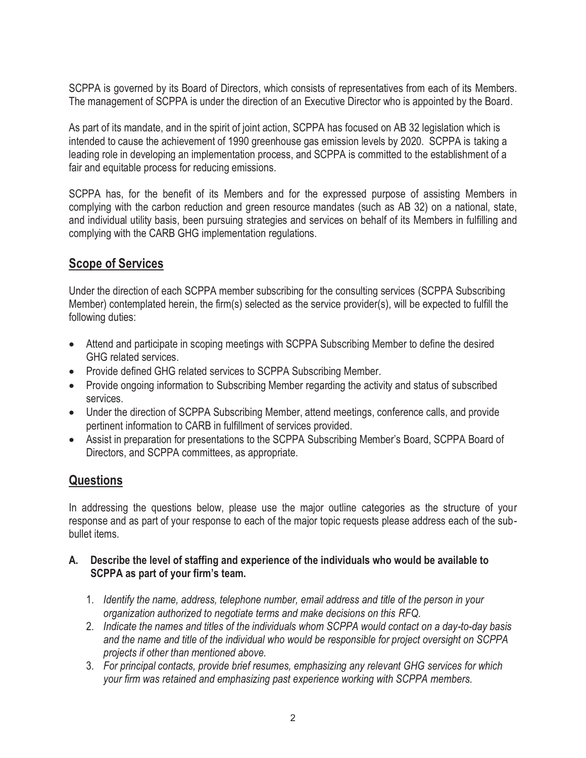SCPPA is governed by its Board of Directors, which consists of representatives from each of its Members. The management of SCPPA is under the direction of an Executive Director who is appointed by the Board.

As part of its mandate, and in the spirit of joint action, SCPPA has focused on AB 32 legislation which is intended to cause the achievement of 1990 greenhouse gas emission levels by 2020. SCPPA is taking a leading role in developing an implementation process, and SCPPA is committed to the establishment of a fair and equitable process for reducing emissions.

SCPPA has, for the benefit of its Members and for the expressed purpose of assisting Members in complying with the carbon reduction and green resource mandates (such as AB 32) on a national, state, and individual utility basis, been pursuing strategies and services on behalf of its Members in fulfilling and complying with the CARB GHG implementation regulations.

## Scope of Services

Under the direction of each SCPPA member subscribing for the consulting services (SCPPA Subscribing Member) contemplated herein, the firm(s) selected as the service provider(s), will be expected to fulfill the following duties:

- Attend and participate in scoping meetings with SCPPA Subscribing Member to define the desired GHG related services.
- Provide defined GHG related services to SCPPA Subscribing Member.
- Provide ongoing information to Subscribing Member regarding the activity and status of subscribed services.
- Under the direction of SCPPA Subscribing Member, attend meetings, conference calls, and provide pertinent information to CARB in fulfillment of services provided.
- Assist in preparation for presentations to the SCPPA Subscribing Member's Board, SCPPA Board of Directors, and SCPPA committees, as appropriate.

## Questions

In addressing the questions below, please use the major outline categories as the structure of your response and as part of your response to each of the major topic requests please address each of the sub-bullet items.

**A. Describe the level of staffing and experience of the individuals who would be available to SCPPA as part of your firm's team.**

1. *Identify the name, address, telephone number, email address and title of the person in your organization authorized to negotiate terms and make decisions on this RFQ.*
2. *Indicate the names and titles of the individuals whom SCPPA would contact on a day-to-day basis and the name and title of the individual who would be responsible for project oversight on SCPPA projects if other than mentioned above.*
3. *For principal contacts, provide brief resumes, emphasizing any relevant GHG services for which your firm was retained and emphasizing past experience working with SCPPA members.*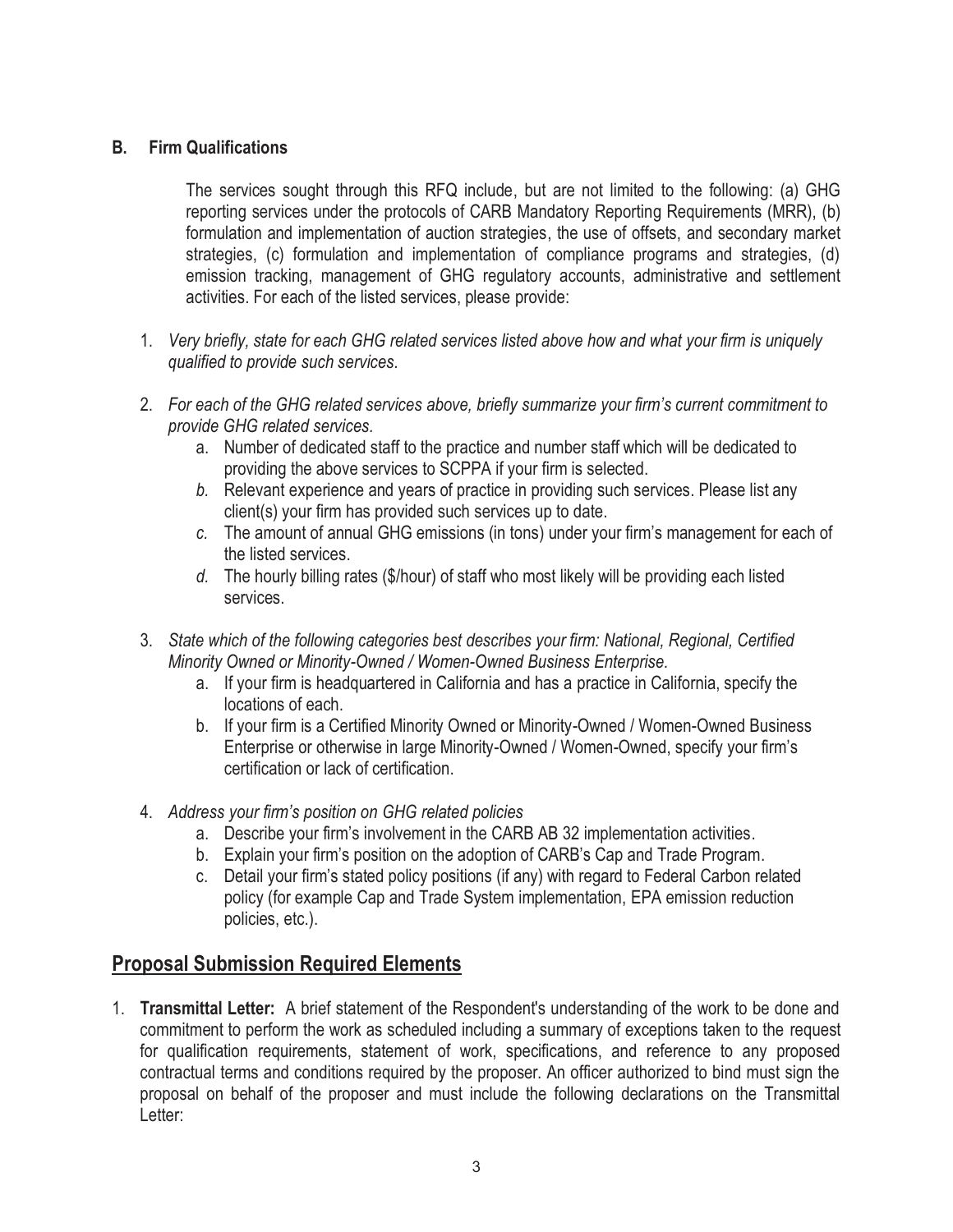### B. Firm Qualifications

The services sought through this RFQ include, but are not limited to the following: (a) GHG reporting services under the protocols of CARB Mandatory Reporting Requirements (MRR), (b) formulation and implementation of auction strategies, the use of offsets, and secondary market strategies, (c) formulation and implementation of compliance programs and strategies, (d) emission tracking, management of GHG regulatory accounts, administrative and settlement activities. For each of the listed services, please provide:

1. *Very briefly, state for each GHG related services listed above how and what your firm is uniquely qualified to provide such services.*

2. *For each of the GHG related services above, briefly summarize your firm's current commitment to provide GHG related services.*
   a. Number of dedicated staff to the practice and number staff which will be dedicated to providing the above services to SCPPA if your firm is selected.
   *b.* Relevant experience and years of practice in providing such services. Please list any client(s) your firm has provided such services up to date.
   *c.* The amount of annual GHG emissions (in tons) under your firm's management for each of the listed services.
   *d.* The hourly billing rates ($/hour) of staff who most likely will be providing each listed services.

3. *State which of the following categories best describes your firm: National, Regional, Certified Minority Owned or Minority-Owned / Women-Owned Business Enterprise.*
   a. If your firm is headquartered in California and has a practice in California, specify the locations of each.
   b. If your firm is a Certified Minority Owned or Minority-Owned / Women-Owned Business Enterprise or otherwise in large Minority-Owned / Women-Owned, specify your firm's certification or lack of certification.

4. *Address your firm's position on GHG related policies*
   a. Describe your firm's involvement in the CARB AB 32 implementation activities.
   b. Explain your firm's position on the adoption of CARB's Cap and Trade Program.
   c. Detail your firm's stated policy positions (if any) with regard to Federal Carbon related policy (for example Cap and Trade System implementation, EPA emission reduction policies, etc.).

## Proposal Submission Required Elements

1. **Transmittal Letter:** A brief statement of the Respondent's understanding of the work to be done and commitment to perform the work as scheduled including a summary of exceptions taken to the request for qualification requirements, statement of work, specifications, and reference to any proposed contractual terms and conditions required by the proposer. An officer authorized to bind must sign the proposal on behalf of the proposer and must include the following declarations on the Transmittal Letter: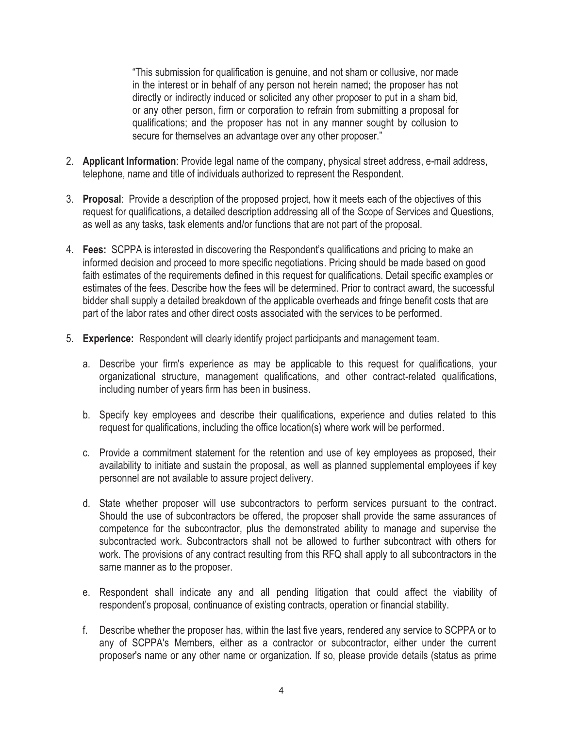"This submission for qualification is genuine, and not sham or collusive, nor made in the interest or in behalf of any person not herein named; the proposer has not directly or indirectly induced or solicited any other proposer to put in a sham bid, or any other person, firm or corporation to refrain from submitting a proposal for qualifications; and the proposer has not in any manner sought by collusion to secure for themselves an advantage over any other proposer."

2. **Applicant Information**: Provide legal name of the company, physical street address, e-mail address, telephone, name and title of individuals authorized to represent the Respondent.

3. **Proposal**: Provide a description of the proposed project, how it meets each of the objectives of this request for qualifications, a detailed description addressing all of the Scope of Services and Questions, as well as any tasks, task elements and/or functions that are not part of the proposal.

4. **Fees:** SCPPA is interested in discovering the Respondent's qualifications and pricing to make an informed decision and proceed to more specific negotiations. Pricing should be made based on good faith estimates of the requirements defined in this request for qualifications. Detail specific examples or estimates of the fees. Describe how the fees will be determined. Prior to contract award, the successful bidder shall supply a detailed breakdown of the applicable overheads and fringe benefit costs that are part of the labor rates and other direct costs associated with the services to be performed.

5. **Experience:** Respondent will clearly identify project participants and management team.

   a. Describe your firm's experience as may be applicable to this request for qualifications, your organizational structure, management qualifications, and other contract-related qualifications, including number of years firm has been in business.

   b. Specify key employees and describe their qualifications, experience and duties related to this request for qualifications, including the office location(s) where work will be performed.

   c. Provide a commitment statement for the retention and use of key employees as proposed, their availability to initiate and sustain the proposal, as well as planned supplemental employees if key personnel are not available to assure project delivery.

   d. State whether proposer will use subcontractors to perform services pursuant to the contract. Should the use of subcontractors be offered, the proposer shall provide the same assurances of competence for the subcontractor, plus the demonstrated ability to manage and supervise the subcontracted work. Subcontractors shall not be allowed to further subcontract with others for work. The provisions of any contract resulting from this RFQ shall apply to all subcontractors in the same manner as to the proposer.

   e. Respondent shall indicate any and all pending litigation that could affect the viability of respondent's proposal, continuance of existing contracts, operation or financial stability.

   f. Describe whether the proposer has, within the last five years, rendered any service to SCPPA or to any of SCPPA's Members, either as a contractor or subcontractor, either under the current proposer's name or any other name or organization. If so, please provide details (status as prime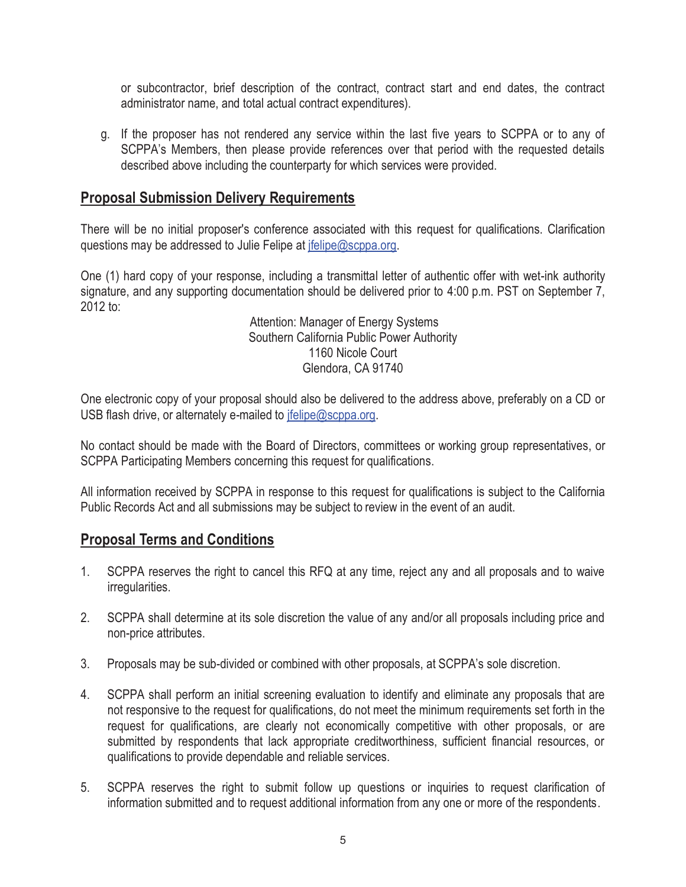or subcontractor, brief description of the contract, contract start and end dates, the contract administrator name, and total actual contract expenditures).

g. If the proposer has not rendered any service within the last five years to SCPPA or to any of SCPPA's Members, then please provide references over that period with the requested details described above including the counterparty for which services were provided.

## Proposal Submission Delivery Requirements

There will be no initial proposer's conference associated with this request for qualifications. Clarification questions may be addressed to Julie Felipe at jfelipe@scppa.org.

One (1) hard copy of your response, including a transmittal letter of authentic offer with wet-ink authority signature, and any supporting documentation should be delivered prior to 4:00 p.m. PST on September 7, 2012 to:

Attention: Manager of Energy Systems
Southern California Public Power Authority
1160 Nicole Court
Glendora, CA 91740

One electronic copy of your proposal should also be delivered to the address above, preferably on a CD or USB flash drive, or alternately e-mailed to jfelipe@scppa.org.

No contact should be made with the Board of Directors, committees or working group representatives, or SCPPA Participating Members concerning this request for qualifications.

All information received by SCPPA in response to this request for qualifications is subject to the California Public Records Act and all submissions may be subject to review in the event of an audit.

## Proposal Terms and Conditions

1. SCPPA reserves the right to cancel this RFQ at any time, reject any and all proposals and to waive irregularities.

2. SCPPA shall determine at its sole discretion the value of any and/or all proposals including price and non-price attributes.

3. Proposals may be sub-divided or combined with other proposals, at SCPPA's sole discretion.

4. SCPPA shall perform an initial screening evaluation to identify and eliminate any proposals that are not responsive to the request for qualifications, do not meet the minimum requirements set forth in the request for qualifications, are clearly not economically competitive with other proposals, or are submitted by respondents that lack appropriate creditworthiness, sufficient financial resources, or qualifications to provide dependable and reliable services.

5. SCPPA reserves the right to submit follow up questions or inquiries to request clarification of information submitted and to request additional information from any one or more of the respondents.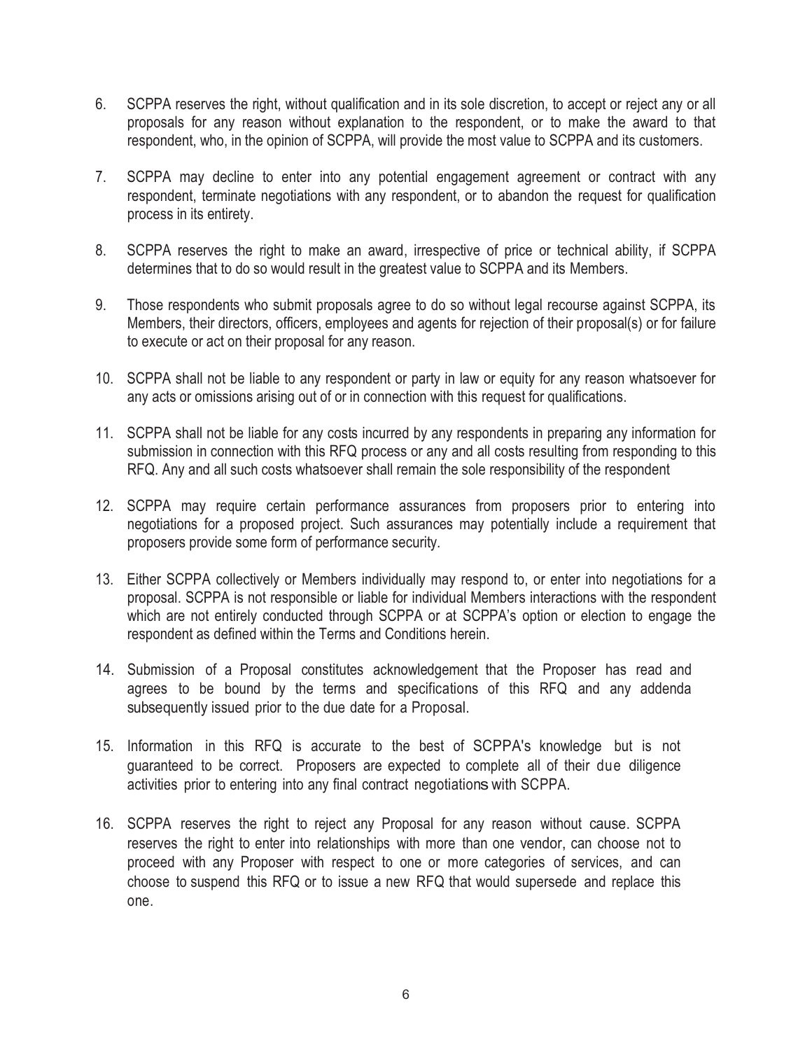6. SCPPA reserves the right, without qualification and in its sole discretion, to accept or reject any or all proposals for any reason without explanation to the respondent, or to make the award to that respondent, who, in the opinion of SCPPA, will provide the most value to SCPPA and its customers.

7. SCPPA may decline to enter into any potential engagement agreement or contract with any respondent, terminate negotiations with any respondent, or to abandon the request for qualification process in its entirety.

8. SCPPA reserves the right to make an award, irrespective of price or technical ability, if SCPPA determines that to do so would result in the greatest value to SCPPA and its Members.

9. Those respondents who submit proposals agree to do so without legal recourse against SCPPA, its Members, their directors, officers, employees and agents for rejection of their proposal(s) or for failure to execute or act on their proposal for any reason.

10. SCPPA shall not be liable to any respondent or party in law or equity for any reason whatsoever for any acts or omissions arising out of or in connection with this request for qualifications.

11. SCPPA shall not be liable for any costs incurred by any respondents in preparing any information for submission in connection with this RFQ process or any and all costs resulting from responding to this RFQ. Any and all such costs whatsoever shall remain the sole responsibility of the respondent

12. SCPPA may require certain performance assurances from proposers prior to entering into negotiations for a proposed project. Such assurances may potentially include a requirement that proposers provide some form of performance security.

13. Either SCPPA collectively or Members individually may respond to, or enter into negotiations for a proposal. SCPPA is not responsible or liable for individual Members interactions with the respondent which are not entirely conducted through SCPPA or at SCPPA's option or election to engage the respondent as defined within the Terms and Conditions herein.

14. Submission of a Proposal constitutes acknowledgement that the Proposer has read and agrees to be bound by the terms and specifications of this RFQ and any addenda subsequently issued prior to the due date for a Proposal.

15. Information in this RFQ is accurate to the best of SCPPA's knowledge but is not guaranteed to be correct. Proposers are expected to complete all of their due diligence activities prior to entering into any final contract negotiations with SCPPA.

16. SCPPA reserves the right to reject any Proposal for any reason without cause. SCPPA reserves the right to enter into relationships with more than one vendor, can choose not to proceed with any Proposer with respect to one or more categories of services, and can choose to suspend this RFQ or to issue a new RFQ that would supersede and replace this one.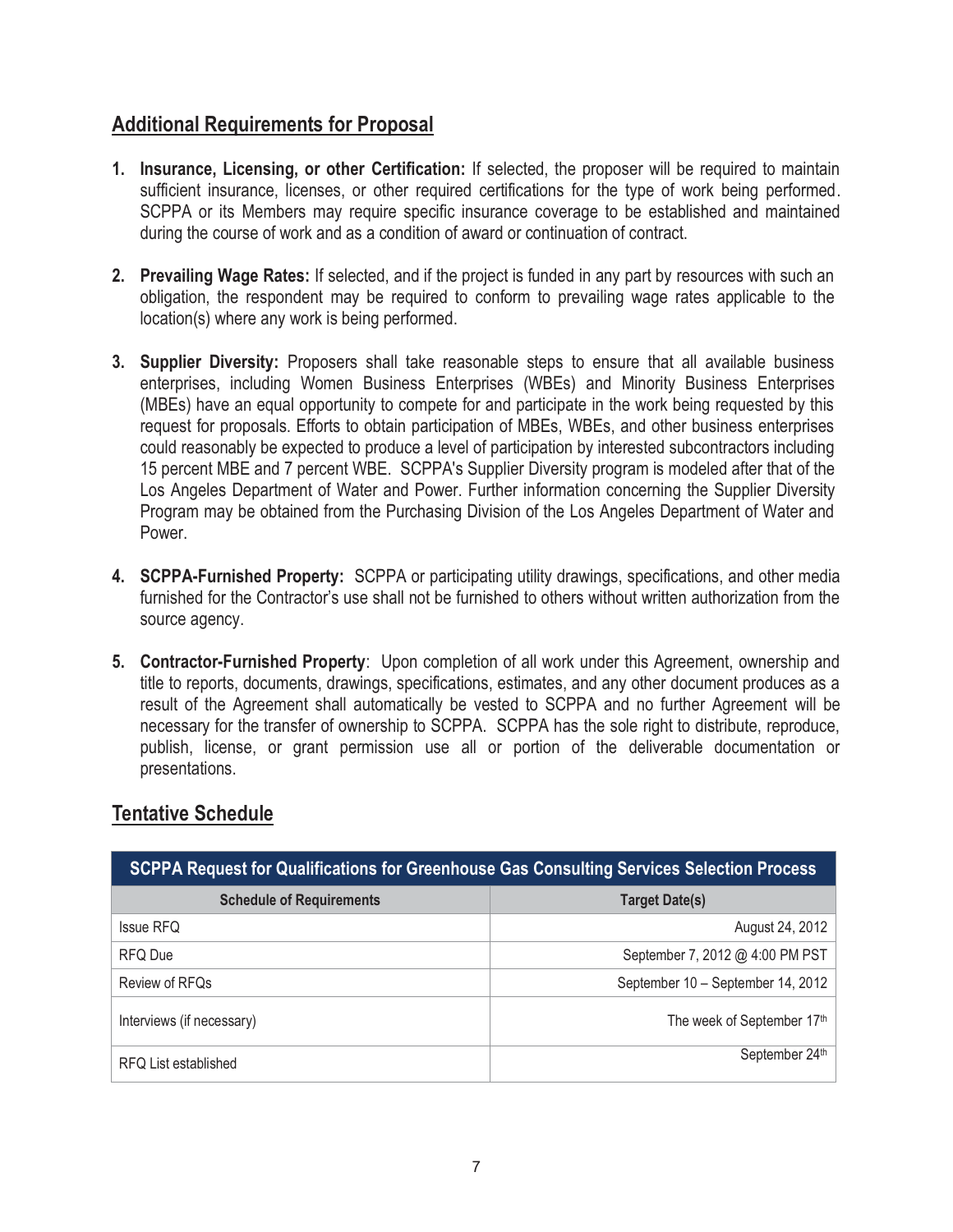## Additional Requirements for Proposal

1. **Insurance, Licensing, or other Certification:** If selected, the proposer will be required to maintain sufficient insurance, licenses, or other required certifications for the type of work being performed. SCPPA or its Members may require specific insurance coverage to be established and maintained during the course of work and as a condition of award or continuation of contract.

2. **Prevailing Wage Rates:** If selected, and if the project is funded in any part by resources with such an obligation, the respondent may be required to conform to prevailing wage rates applicable to the location(s) where any work is being performed.

3. **Supplier Diversity:** Proposers shall take reasonable steps to ensure that all available business enterprises, including Women Business Enterprises (WBEs) and Minority Business Enterprises (MBEs) have an equal opportunity to compete for and participate in the work being requested by this request for proposals. Efforts to obtain participation of MBEs, WBEs, and other business enterprises could reasonably be expected to produce a level of participation by interested subcontractors including 15 percent MBE and 7 percent WBE. SCPPA's Supplier Diversity program is modeled after that of the Los Angeles Department of Water and Power. Further information concerning the Supplier Diversity Program may be obtained from the Purchasing Division of the Los Angeles Department of Water and Power.

4. **SCPPA-Furnished Property:** SCPPA or participating utility drawings, specifications, and other media furnished for the Contractor's use shall not be furnished to others without written authorization from the source agency.

5. **Contractor-Furnished Property**: Upon completion of all work under this Agreement, ownership and title to reports, documents, drawings, specifications, estimates, and any other document produces as a result of the Agreement shall automatically be vested to SCPPA and no further Agreement will be necessary for the transfer of ownership to SCPPA. SCPPA has the sole right to distribute, reproduce, publish, license, or grant permission use all or portion of the deliverable documentation or presentations.

## Tentative Schedule

| SCPPA Request for Qualifications for Greenhouse Gas Consulting Services Selection Process | |
|---|---|
| **Schedule of Requirements** | **Target Date(s)** |
| Issue RFQ | August 24, 2012 |
| RFQ Due | September 7, 2012 @ 4:00 PM PST |
| Review of RFQs | September 10 – September 14, 2012 |
| Interviews (if necessary) | The week of September 17th |
| RFQ List established | September 24th |